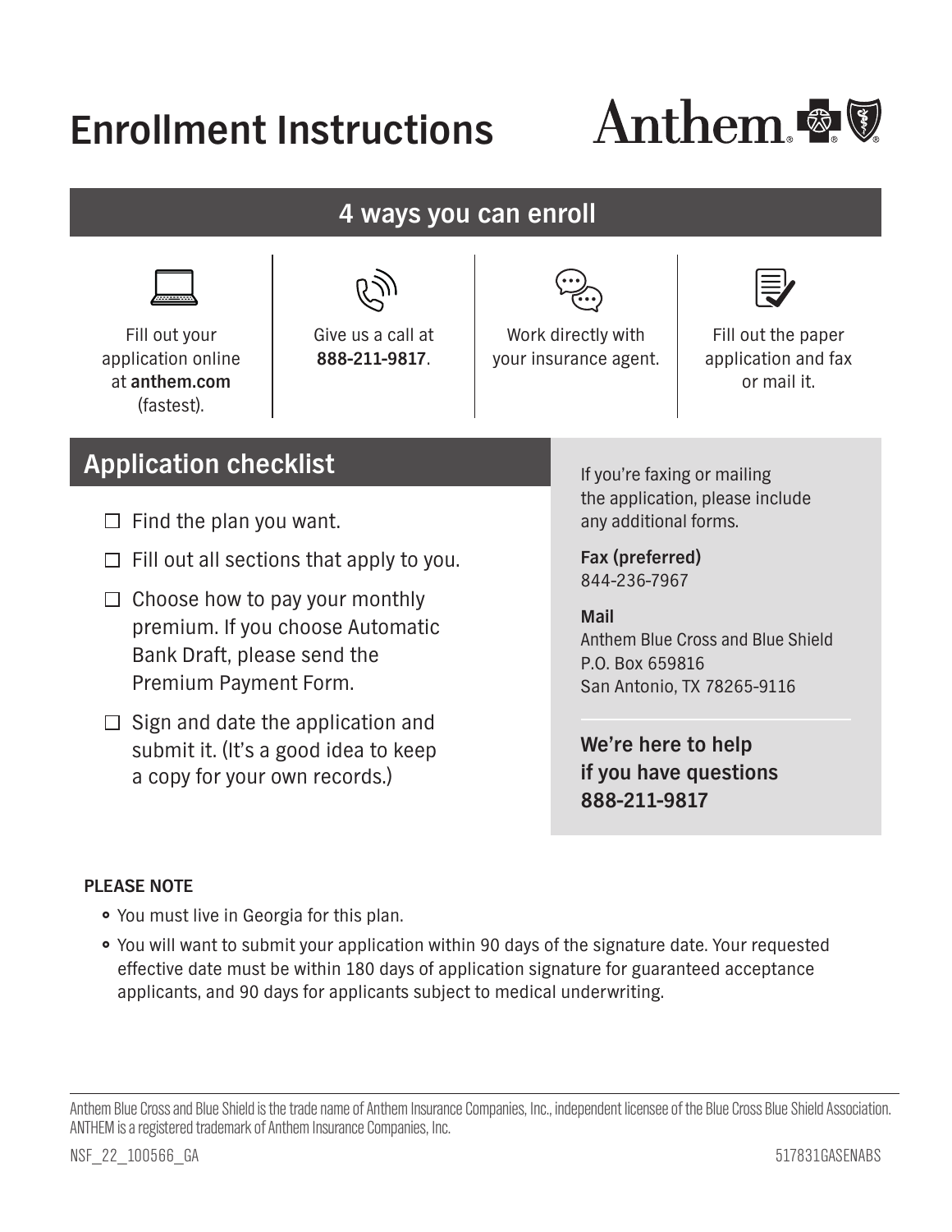# Enrollment Instructions

Anthem

## 4 ways you can enroll

- Fill out your application online at **anthem.com** (fastest).
- Give us a call at **888-211-9817**.
- Work directly with your insurance agent.
- Fill out the paper application and fax or mail it.

## Application checklist

- ☐ Find the plan you want.
- ☐ Fill out all sections that apply to you.
- ☐ Choose how to pay your monthly premium. If you choose Automatic Bank Draft, please send the Premium Payment Form.
- ☐ Sign and date the application and submit it. (It's a good idea to keep a copy for your own records.)

If you're faxing or mailing the application, please include any additional forms.

**Fax (preferred)**
844-236-7967

**Mail**
Anthem Blue Cross and Blue Shield
P.O. Box 659816
San Antonio, TX 78265-9116

**We're here to help if you have questions 888-211-9817**

**PLEASE NOTE**

- You must live in Georgia for this plan.
- You will want to submit your application within 90 days of the signature date. Your requested effective date must be within 180 days of application signature for guaranteed acceptance applicants, and 90 days for applicants subject to medical underwriting.

Anthem Blue Cross and Blue Shield is the trade name of Anthem Insurance Companies, Inc., independent licensee of the Blue Cross Blue Shield Association. ANTHEM is a registered trademark of Anthem Insurance Companies, Inc.

NSF_22_100566_GA

517831GASENABS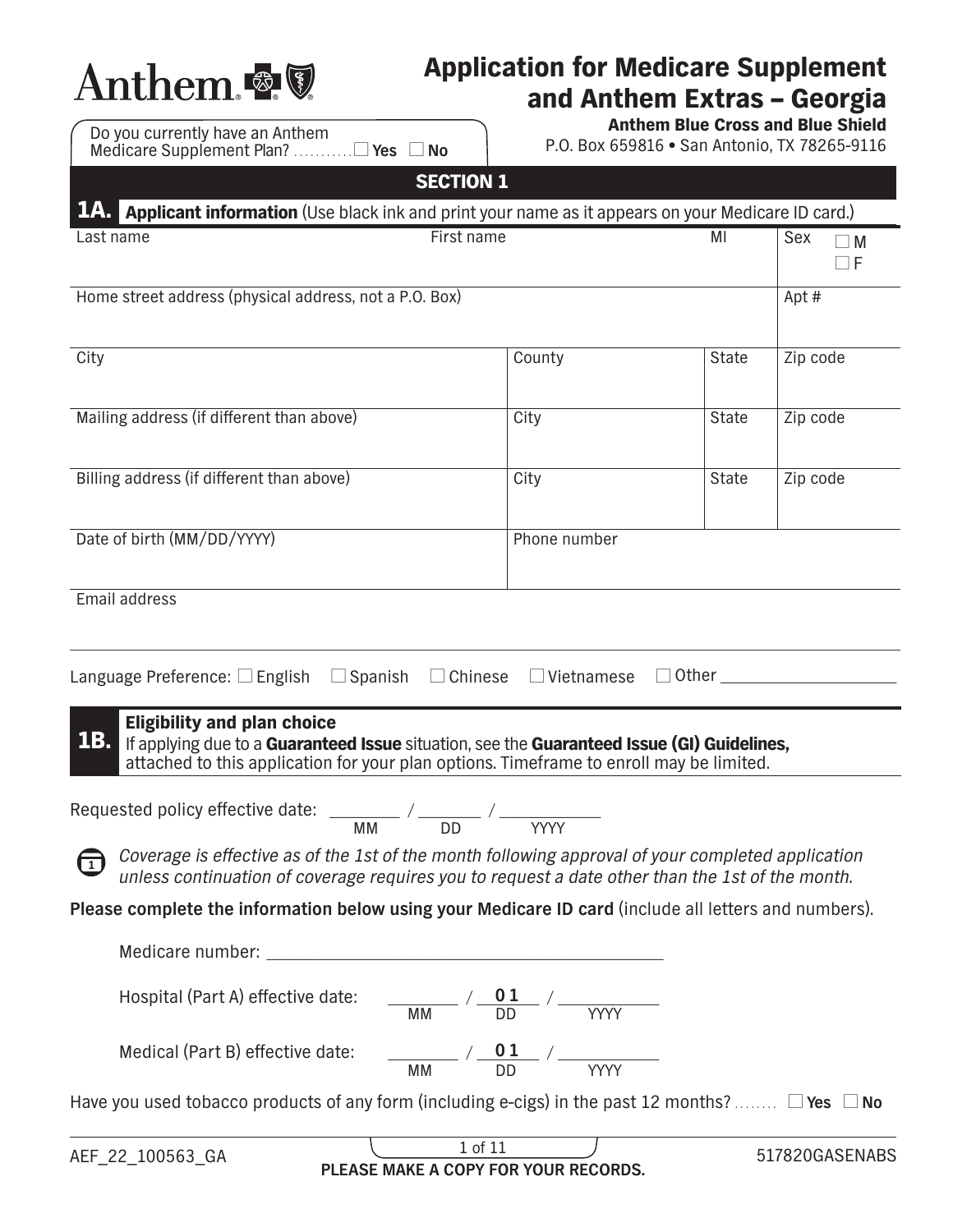# Application for Medicare Supplement and Anthem Extras – Georgia

Anthem

Do you currently have an Anthem Medicare Supplement Plan? ........... ☐ **Yes** ☐ **No**

**Anthem Blue Cross and Blue Shield**
P.O. Box 659816 • San Antonio, TX 78265-9116

## SECTION 1

### 1A. Applicant information (Use black ink and print your name as it appears on your Medicare ID card.)

| Last name | First name | | MI | Sex ☐ M ☐ F |
|---|---|---|---|---|
| Home street address (physical address, not a P.O. Box) | | | | Apt # |
| City | | County | State | Zip code |
| Mailing address (if different than above) | | City | State | Zip code |
| Billing address (if different than above) | | City | State | Zip code |
| Date of birth (MM/DD/YYYY) | | Phone number | | |
| Email address | | | | |

Language Preference: ☐ English ☐ Spanish ☐ Chinese ☐ Vietnamese ☐ Other ___________

### 1B. Eligibility and plan choice

If applying due to a **Guaranteed Issue** situation, see the **Guaranteed Issue (GI) Guidelines,** attached to this application for your plan options. Timeframe to enroll may be limited.

Requested policy effective date: ______ / ______ / ________
MM DD YYYY

*Coverage is effective as of the 1st of the month following approval of your completed application unless continuation of coverage requires you to request a date other than the 1st of the month.*

**Please complete the information below using your Medicare ID card** (include all letters and numbers).

Medicare number: ________________________________

Hospital (Part A) effective date: ______ / **01** / ________
MM DD YYYY

Medical (Part B) effective date: ______ / **01** / ________
MM DD YYYY

Have you used tobacco products of any form (including e-cigs) in the past 12 months? ........ ☐ **Yes** ☐ **No**

AEF_22_100563_GA

**PLEASE MAKE A COPY FOR YOUR RECORDS.**

517820GASENABS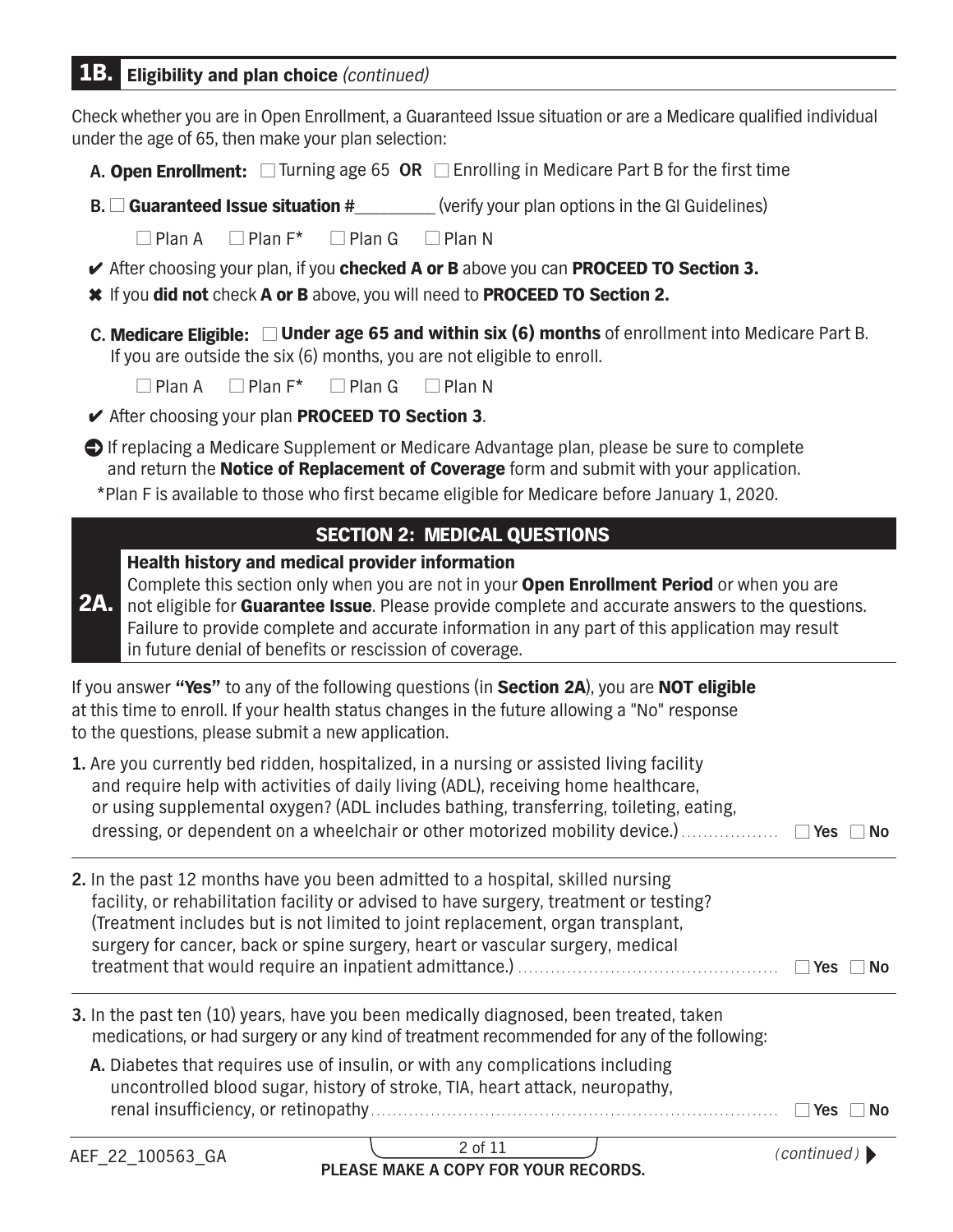## 1B. Eligibility and plan choice *(continued)*

Check whether you are in Open Enrollment, a Guaranteed Issue situation or are a Medicare qualified individual under the age of 65, then make your plan selection:

**A. Open Enrollment:** ☐ Turning age 65 **OR** ☐ Enrolling in Medicare Part B for the first time

**B.** ☐ **Guaranteed Issue situation #**_________ (verify your plan options in the GI Guidelines)

☐ Plan A ☐ Plan F* ☐ Plan G ☐ Plan N

✔ After choosing your plan, if you **checked A or B** above you can **PROCEED TO Section 3.**

✖ If you **did not** check **A or B** above, you will need to **PROCEED TO Section 2.**

**C. Medicare Eligible:** ☐ **Under age 65 and within six (6) months** of enrollment into Medicare Part B. If you are outside the six (6) months, you are not eligible to enroll.

☐ Plan A ☐ Plan F* ☐ Plan G ☐ Plan N

✔ After choosing your plan **PROCEED TO Section 3**.

➜ If replacing a Medicare Supplement or Medicare Advantage plan, please be sure to complete and return the **Notice of Replacement of Coverage** form and submit with your application.

*Plan F is available to those who first became eligible for Medicare before January 1, 2020.

## SECTION 2: MEDICAL QUESTIONS

### 2A. Health history and medical provider information

Complete this section only when you are not in your **Open Enrollment Period** or when you are not eligible for **Guarantee Issue**. Please provide complete and accurate answers to the questions. Failure to provide complete and accurate information in any part of this application may result in future denial of benefits or rescission of coverage.

If you answer **"Yes"** to any of the following questions (in **Section 2A**), you are **NOT eligible** at this time to enroll. If your health status changes in the future allowing a "No" response to the questions, please submit a new application.

**1.** Are you currently bed ridden, hospitalized, in a nursing or assisted living facility and require help with activities of daily living (ADL), receiving home healthcare, or using supplemental oxygen? (ADL includes bathing, transferring, toileting, eating, dressing, or dependent on a wheelchair or other motorized mobility device.) ☐ **Yes** ☐ **No**

**2.** In the past 12 months have you been admitted to a hospital, skilled nursing facility, or rehabilitation facility or advised to have surgery, treatment or testing? (Treatment includes but is not limited to joint replacement, organ transplant, surgery for cancer, back or spine surgery, heart or vascular surgery, medical treatment that would require an inpatient admittance.) ☐ **Yes** ☐ **No**

**3.** In the past ten (10) years, have you been medically diagnosed, been treated, taken medications, or had surgery or any kind of treatment recommended for any of the following:

**A.** Diabetes that requires use of insulin, or with any complications including uncontrolled blood sugar, history of stroke, TIA, heart attack, neuropathy, renal insufficiency, or retinopathy ☐ **Yes** ☐ **No**

AEF_22_100563_GA

PLEASE MAKE A COPY FOR YOUR RECORDS.

*(continued)*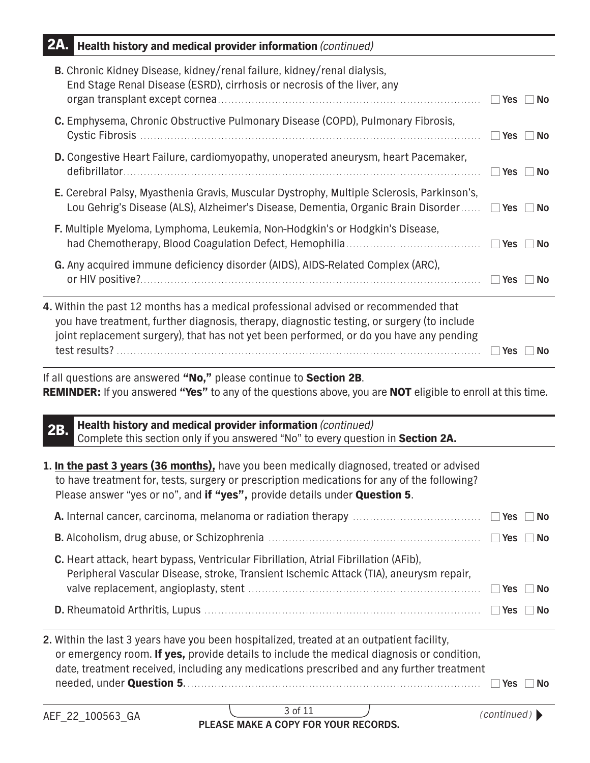## 2A. Health history and medical provider information *(continued)*

**B.** Chronic Kidney Disease, kidney/renal failure, kidney/renal dialysis, End Stage Renal Disease (ESRD), cirrhosis or necrosis of the liver, any organ transplant except cornea ☐ **Yes** ☐ **No**

**C.** Emphysema, Chronic Obstructive Pulmonary Disease (COPD), Pulmonary Fibrosis, Cystic Fibrosis ☐ **Yes** ☐ **No**

**D.** Congestive Heart Failure, cardiomyopathy, unoperated aneurysm, heart Pacemaker, defibrillator ☐ **Yes** ☐ **No**

**E.** Cerebral Palsy, Myasthenia Gravis, Muscular Dystrophy, Multiple Sclerosis, Parkinson's, Lou Gehrig's Disease (ALS), Alzheimer's Disease, Dementia, Organic Brain Disorder ☐ **Yes** ☐ **No**

**F.** Multiple Myeloma, Lymphoma, Leukemia, Non-Hodgkin's or Hodgkin's Disease, had Chemotherapy, Blood Coagulation Defect, Hemophilia ☐ **Yes** ☐ **No**

**G.** Any acquired immune deficiency disorder (AIDS), AIDS-Related Complex (ARC), or HIV positive? ☐ **Yes** ☐ **No**

**4.** Within the past 12 months has a medical professional advised or recommended that you have treatment, further diagnosis, therapy, diagnostic testing, or surgery (to include joint replacement surgery), that has not yet been performed, or do you have any pending test results? ☐ **Yes** ☐ **No**

If all questions are answered **"No,"** please continue to **Section 2B**.
**REMINDER:** If you answered **"Yes"** to any of the questions above, you are **NOT** eligible to enroll at this time.

## 2B. Health history and medical provider information *(continued)*

Complete this section only if you answered "No" to every question in **Section 2A.**

**1.** **In the past 3 years (36 months),** have you been medically diagnosed, treated or advised to have treatment for, tests, surgery or prescription medications for any of the following? Please answer "yes or no", and **if "yes",** provide details under **Question 5**.

**A.** Internal cancer, carcinoma, melanoma or radiation therapy ☐ **Yes** ☐ **No**

**B.** Alcoholism, drug abuse, or Schizophrenia ☐ **Yes** ☐ **No**

**C.** Heart attack, heart bypass, Ventricular Fibrillation, Atrial Fibrillation (AFib), Peripheral Vascular Disease, stroke, Transient Ischemic Attack (TIA), aneurysm repair, valve replacement, angioplasty, stent ☐ **Yes** ☐ **No**

**D.** Rheumatoid Arthritis, Lupus ☐ **Yes** ☐ **No**

**2.** Within the last 3 years have you been hospitalized, treated at an outpatient facility, or emergency room. **If yes,** provide details to include the medical diagnosis or condition, date, treatment received, including any medications prescribed and any further treatment needed, under **Question 5**. ☐ **Yes** ☐ **No**

AEF_22_100563_GA

**PLEASE MAKE A COPY FOR YOUR RECORDS.**

*(continued)*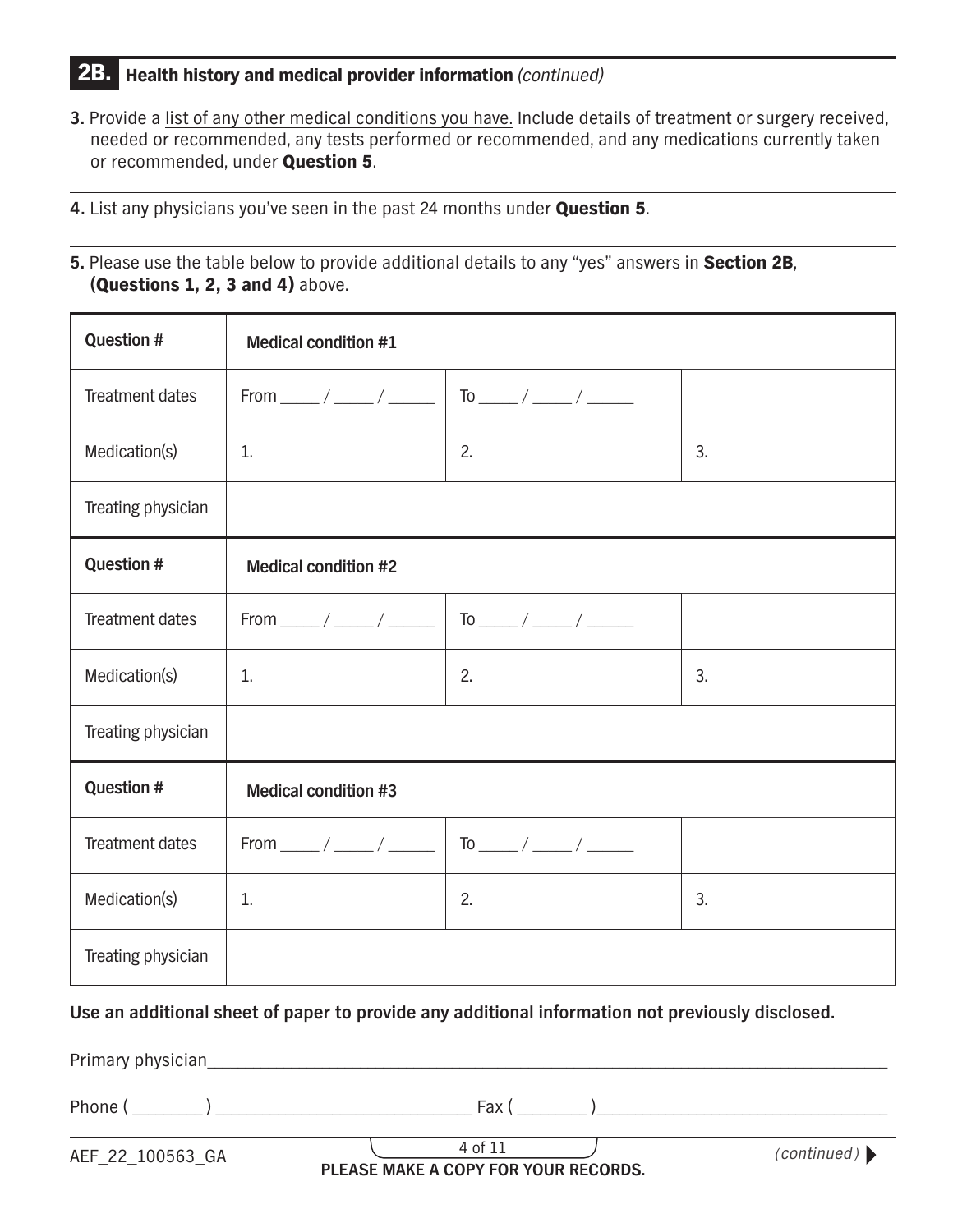## 2B. Health history and medical provider information *(continued)*

**3.** Provide a list of any other medical conditions you have. Include details of treatment or surgery received, needed or recommended, any tests performed or recommended, and any medications currently taken or recommended, under **Question 5**.

**4.** List any physicians you've seen in the past 24 months under **Question 5**.

**5.** Please use the table below to provide additional details to any "yes" answers in **Section 2B**, **(Questions 1, 2, 3 and 4)** above.

| **Question #** | **Medical condition #1** | | |
|---|---|---|---|
| Treatment dates | From _____ / _____ / ______ | To _____ / _____ / ______ | |
| Medication(s) | 1. | 2. | 3. |
| Treating physician | | | |
| **Question #** | **Medical condition #2** | | |
| Treatment dates | From _____ / _____ / ______ | To _____ / _____ / ______ | |
| Medication(s) | 1. | 2. | 3. |
| Treating physician | | | |
| **Question #** | **Medical condition #3** | | |
| Treatment dates | From _____ / _____ / ______ | To _____ / _____ / ______ | |
| Medication(s) | 1. | 2. | 3. |
| Treating physician | | | |

**Use an additional sheet of paper to provide any additional information not previously disclosed.**

Primary physician_______________________________________________________________________________

Phone ( ________ ) ____________________________ Fax ( ________ )________________________________

AEF_22_100563_GA

**PLEASE MAKE A COPY FOR YOUR RECORDS.**

*(continued)*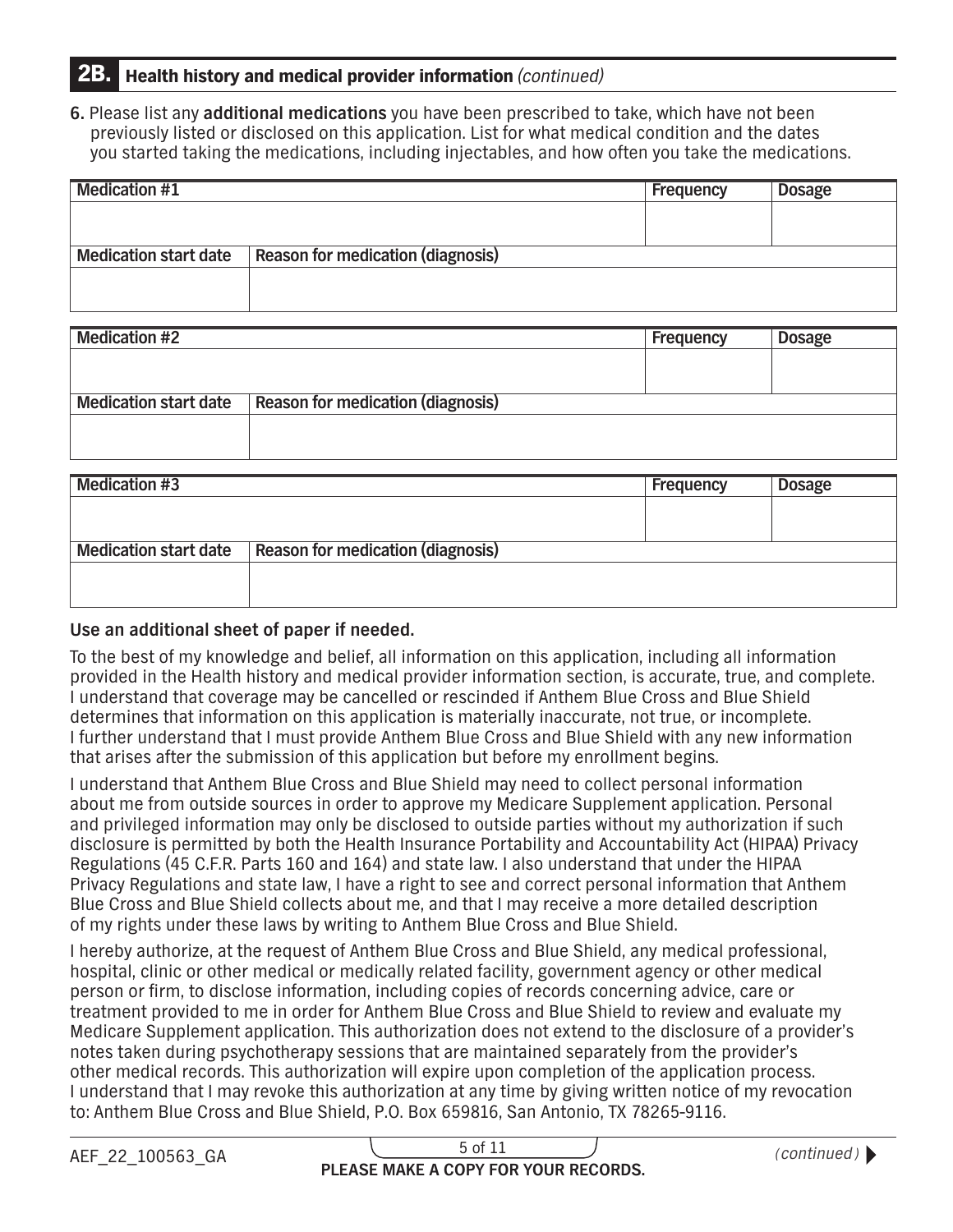## 2B. Health history and medical provider information *(continued)*

6. Please list any **additional medications** you have been prescribed to take, which have not been previously listed or disclosed on this application. List for what medical condition and the dates you started taking the medications, including injectables, and how often you take the medications.

| Medication #1 | | Frequency | Dosage |
|---|---|---|---|
| | | | |
| **Medication start date** | **Reason for medication (diagnosis)** | | |
| | | | |

| Medication #2 | | Frequency | Dosage |
|---|---|---|---|
| | | | |
| **Medication start date** | **Reason for medication (diagnosis)** | | |
| | | | |

| Medication #3 | | Frequency | Dosage |
|---|---|---|---|
| | | | |
| **Medication start date** | **Reason for medication (diagnosis)** | | |
| | | | |

**Use an additional sheet of paper if needed.**

To the best of my knowledge and belief, all information on this application, including all information provided in the Health history and medical provider information section, is accurate, true, and complete. I understand that coverage may be cancelled or rescinded if Anthem Blue Cross and Blue Shield determines that information on this application is materially inaccurate, not true, or incomplete. I further understand that I must provide Anthem Blue Cross and Blue Shield with any new information that arises after the submission of this application but before my enrollment begins.

I understand that Anthem Blue Cross and Blue Shield may need to collect personal information about me from outside sources in order to approve my Medicare Supplement application. Personal and privileged information may only be disclosed to outside parties without my authorization if such disclosure is permitted by both the Health Insurance Portability and Accountability Act (HIPAA) Privacy Regulations (45 C.F.R. Parts 160 and 164) and state law. I also understand that under the HIPAA Privacy Regulations and state law, I have a right to see and correct personal information that Anthem Blue Cross and Blue Shield collects about me, and that I may receive a more detailed description of my rights under these laws by writing to Anthem Blue Cross and Blue Shield.

I hereby authorize, at the request of Anthem Blue Cross and Blue Shield, any medical professional, hospital, clinic or other medical or medically related facility, government agency or other medical person or firm, to disclose information, including copies of records concerning advice, care or treatment provided to me in order for Anthem Blue Cross and Blue Shield to review and evaluate my Medicare Supplement application. This authorization does not extend to the disclosure of a provider's notes taken during psychotherapy sessions that are maintained separately from the provider's other medical records. This authorization will expire upon completion of the application process. I understand that I may revoke this authorization at any time by giving written notice of my revocation to: Anthem Blue Cross and Blue Shield, P.O. Box 659816, San Antonio, TX 78265-9116.

AEF_22_100563_GA

**PLEASE MAKE A COPY FOR YOUR RECORDS.**

*(continued)*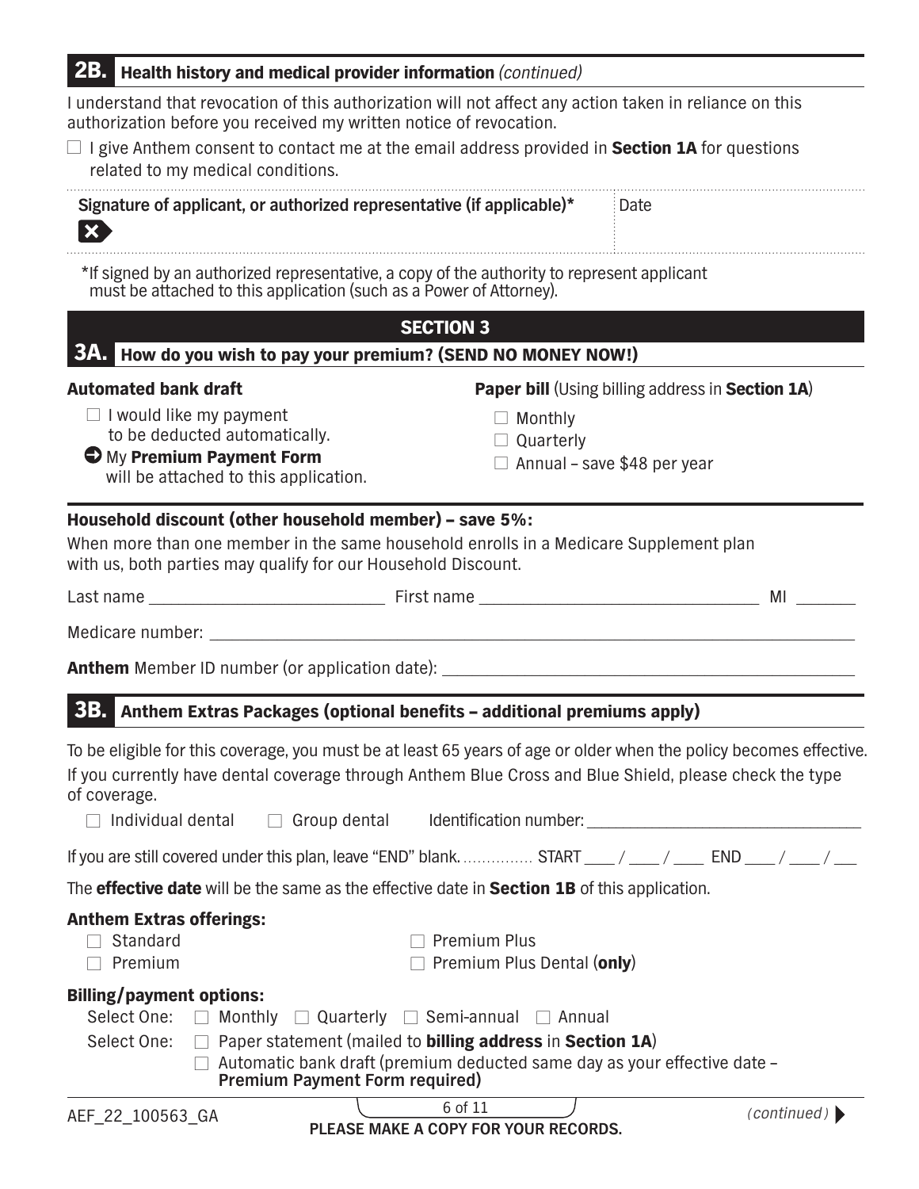## 2B. Health history and medical provider information *(continued)*

I understand that revocation of this authorization will not affect any action taken in reliance on this authorization before you received my written notice of revocation.

☐ I give Anthem consent to contact me at the email address provided in **Section 1A** for questions related to my medical conditions.

| **Signature of applicant, or authorized representative (if applicable)*** | Date |
|---|---|
| ✕ | |

*If signed by an authorized representative, a copy of the authority to represent applicant must be attached to this application (such as a Power of Attorney).

# SECTION 3

## 3A. How do you wish to pay your premium? (SEND NO MONEY NOW!)

**Automated bank draft**

☐ I would like my payment to be deducted automatically.

➔ My **Premium Payment Form** will be attached to this application.

**Paper bill** (Using billing address in **Section 1A**)

☐ Monthly

☐ Quarterly

☐ Annual – save $48 per year

**Household discount (other household member) – save 5%:**

When more than one member in the same household enrolls in a Medicare Supplement plan with us, both parties may qualify for our Household Discount.

Last name ___________________________ First name ________________________________ MI _______

Medicare number: ___________________________________________________________________________

**Anthem** Member ID number (or application date): ____________________________________________

## 3B. Anthem Extras Packages (optional benefits – additional premiums apply)

To be eligible for this coverage, you must be at least 65 years of age or older when the policy becomes effective.

If you currently have dental coverage through Anthem Blue Cross and Blue Shield, please check the type of coverage.

☐ Individual dental ☐ Group dental Identification number: ________________________________

If you are still covered under this plan, leave "END" blank. ............... START ____ / ____ / ____ END ____ / ____ / ___

The **effective date** will be the same as the effective date in **Section 1B** of this application.

**Anthem Extras offerings:**

☐ Standard

☐ Premium

☐ Premium Plus

☐ Premium Plus Dental (**only**)

**Billing/payment options:**

Select One: ☐ Monthly ☐ Quarterly ☐ Semi-annual ☐ Annual

Select One: ☐ Paper statement (mailed to **billing address** in **Section 1A**)

☐ Automatic bank draft (premium deducted same day as your effective date – **Premium Payment Form required)**

AEF_22_100563_GA

**PLEASE MAKE A COPY FOR YOUR RECORDS.**

*(continued)*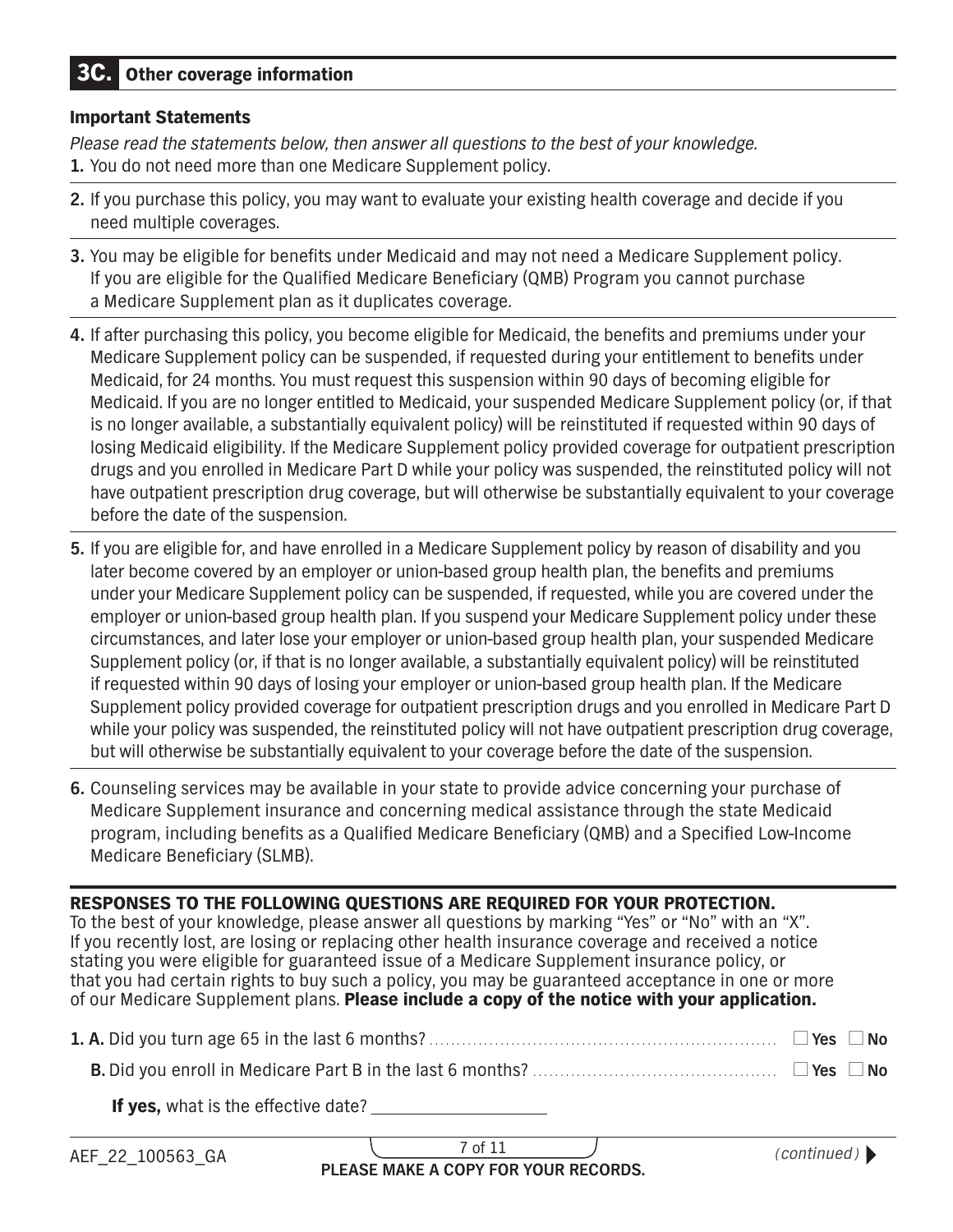## 3C. Other coverage information

### Important Statements

*Please read the statements below, then answer all questions to the best of your knowledge.*

1. You do not need more than one Medicare Supplement policy.
2. If you purchase this policy, you may want to evaluate your existing health coverage and decide if you need multiple coverages.
3. You may be eligible for benefits under Medicaid and may not need a Medicare Supplement policy. If you are eligible for the Qualified Medicare Beneficiary (QMB) Program you cannot purchase a Medicare Supplement plan as it duplicates coverage.
4. If after purchasing this policy, you become eligible for Medicaid, the benefits and premiums under your Medicare Supplement policy can be suspended, if requested during your entitlement to benefits under Medicaid, for 24 months. You must request this suspension within 90 days of becoming eligible for Medicaid. If you are no longer entitled to Medicaid, your suspended Medicare Supplement policy (or, if that is no longer available, a substantially equivalent policy) will be reinstituted if requested within 90 days of losing Medicaid eligibility. If the Medicare Supplement policy provided coverage for outpatient prescription drugs and you enrolled in Medicare Part D while your policy was suspended, the reinstituted policy will not have outpatient prescription drug coverage, but will otherwise be substantially equivalent to your coverage before the date of the suspension.
5. If you are eligible for, and have enrolled in a Medicare Supplement policy by reason of disability and you later become covered by an employer or union-based group health plan, the benefits and premiums under your Medicare Supplement policy can be suspended, if requested, while you are covered under the employer or union-based group health plan. If you suspend your Medicare Supplement policy under these circumstances, and later lose your employer or union-based group health plan, your suspended Medicare Supplement policy (or, if that is no longer available, a substantially equivalent policy) will be reinstituted if requested within 90 days of losing your employer or union-based group health plan. If the Medicare Supplement policy provided coverage for outpatient prescription drugs and you enrolled in Medicare Part D while your policy was suspended, the reinstituted policy will not have outpatient prescription drug coverage, but will otherwise be substantially equivalent to your coverage before the date of the suspension.
6. Counseling services may be available in your state to provide advice concerning your purchase of Medicare Supplement insurance and concerning medical assistance through the state Medicaid program, including benefits as a Qualified Medicare Beneficiary (QMB) and a Specified Low-Income Medicare Beneficiary (SLMB).

### RESPONSES TO THE FOLLOWING QUESTIONS ARE REQUIRED FOR YOUR PROTECTION.

To the best of your knowledge, please answer all questions by marking "Yes" or "No" with an "X". If you recently lost, are losing or replacing other health insurance coverage and received a notice stating you were eligible for guaranteed issue of a Medicare Supplement insurance policy, or that you had certain rights to buy such a policy, you may be guaranteed acceptance in one or more of our Medicare Supplement plans. **Please include a copy of the notice with your application.**

**1. A.** Did you turn age 65 in the last 6 months? ☐ **Yes** ☐ **No**

**B.** Did you enroll in Medicare Part B in the last 6 months? ☐ **Yes** ☐ **No**

**If yes,** what is the effective date? ____________________

AEF_22_100563_GA

**PLEASE MAKE A COPY FOR YOUR RECORDS.**

*(continued)* ▶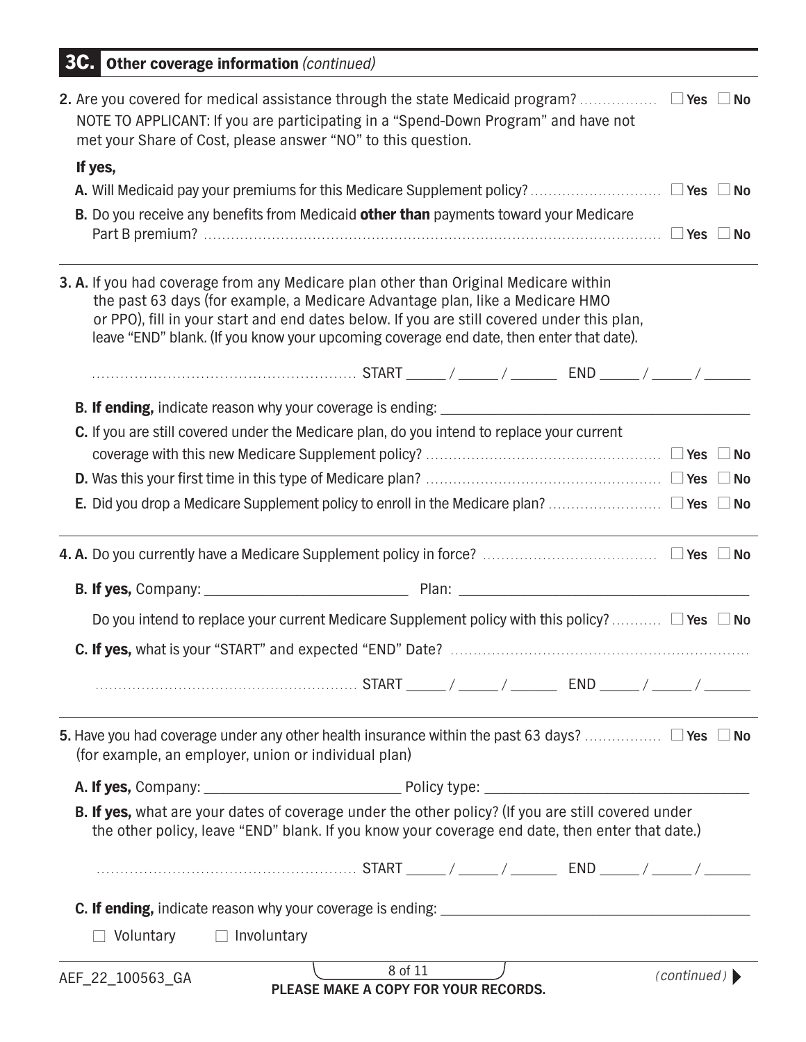## 3C. Other coverage information *(continued)*

**2.** Are you covered for medical assistance through the state Medicaid program? ☐ **Yes** ☐ **No**

NOTE TO APPLICANT: If you are participating in a "Spend-Down Program" and have not met your Share of Cost, please answer "NO" to this question.

**If yes,**

**A.** Will Medicaid pay your premiums for this Medicare Supplement policy? ☐ **Yes** ☐ **No**

**B.** Do you receive any benefits from Medicaid **other than** payments toward your Medicare Part B premium? ☐ **Yes** ☐ **No**

---

**3. A.** If you had coverage from any Medicare plan other than Original Medicare within the past 63 days (for example, a Medicare Advantage plan, like a Medicare HMO or PPO), fill in your start and end dates below. If you are still covered under this plan, leave "END" blank. (If you know your upcoming coverage end date, then enter that date).

START _____ / _____ / ______ END _____ / _____ / ______

**B. If ending,** indicate reason why your coverage is ending: ____________________

**C.** If you are still covered under the Medicare plan, do you intend to replace your current coverage with this new Medicare Supplement policy? ☐ **Yes** ☐ **No**

**D.** Was this your first time in this type of Medicare plan? ☐ **Yes** ☐ **No**

**E.** Did you drop a Medicare Supplement policy to enroll in the Medicare plan? ☐ **Yes** ☐ **No**

---

**4. A.** Do you currently have a Medicare Supplement policy in force? ☐ **Yes** ☐ **No**

**B. If yes,** Company: ____________________ Plan: ____________________

Do you intend to replace your current Medicare Supplement policy with this policy? ☐ **Yes** ☐ **No**

**C. If yes,** what is your "START" and expected "END" Date?

START _____ / _____ / ______ END _____ / _____ / ______

---

**5.** Have you had coverage under any other health insurance within the past 63 days? ☐ **Yes** ☐ **No**
(for example, an employer, union or individual plan)

**A. If yes,** Company: ____________________ Policy type: ____________________

**B. If yes,** what are your dates of coverage under the other policy? (If you are still covered under the other policy, leave "END" blank. If you know your coverage end date, then enter that date.)

START _____ / _____ / ______ END _____ / _____ / ______

**C. If ending,** indicate reason why your coverage is ending: ____________________

☐ Voluntary ☐ Involuntary

AEF_22_100563_GA

PLEASE MAKE A COPY FOR YOUR RECORDS.

*(continued)*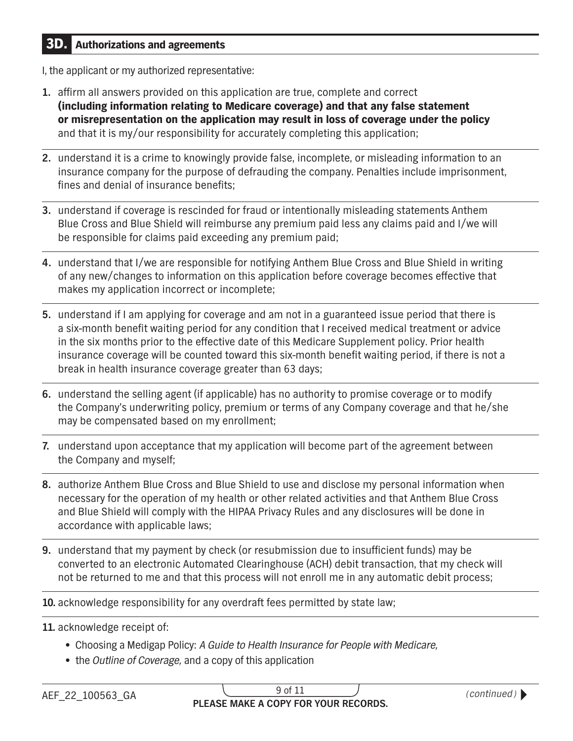## 3D. Authorizations and agreements

I, the applicant or my authorized representative:

1. affirm all answers provided on this application are true, complete and correct **(including information relating to Medicare coverage) and that any false statement or misrepresentation on the application may result in loss of coverage under the policy** and that it is my/our responsibility for accurately completing this application;
2. understand it is a crime to knowingly provide false, incomplete, or misleading information to an insurance company for the purpose of defrauding the company. Penalties include imprisonment, fines and denial of insurance benefits;
3. understand if coverage is rescinded for fraud or intentionally misleading statements Anthem Blue Cross and Blue Shield will reimburse any premium paid less any claims paid and I/we will be responsible for claims paid exceeding any premium paid;
4. understand that I/we are responsible for notifying Anthem Blue Cross and Blue Shield in writing of any new/changes to information on this application before coverage becomes effective that makes my application incorrect or incomplete;
5. understand if I am applying for coverage and am not in a guaranteed issue period that there is a six-month benefit waiting period for any condition that I received medical treatment or advice in the six months prior to the effective date of this Medicare Supplement policy. Prior health insurance coverage will be counted toward this six-month benefit waiting period, if there is not a break in health insurance coverage greater than 63 days;
6. understand the selling agent (if applicable) has no authority to promise coverage or to modify the Company's underwriting policy, premium or terms of any Company coverage and that he/she may be compensated based on my enrollment;
7. understand upon acceptance that my application will become part of the agreement between the Company and myself;
8. authorize Anthem Blue Cross and Blue Shield to use and disclose my personal information when necessary for the operation of my health or other related activities and that Anthem Blue Cross and Blue Shield will comply with the HIPAA Privacy Rules and any disclosures will be done in accordance with applicable laws;
9. understand that my payment by check (or resubmission due to insufficient funds) may be converted to an electronic Automated Clearinghouse (ACH) debit transaction, that my check will not be returned to me and that this process will not enroll me in any automatic debit process;
10. acknowledge responsibility for any overdraft fees permitted by state law;
11. acknowledge receipt of:
    - Choosing a Medigap Policy: *A Guide to Health Insurance for People with Medicare,*
    - the *Outline of Coverage,* and a copy of this application

AEF_22_100563_GA

**PLEASE MAKE A COPY FOR YOUR RECORDS.**

*(continued)*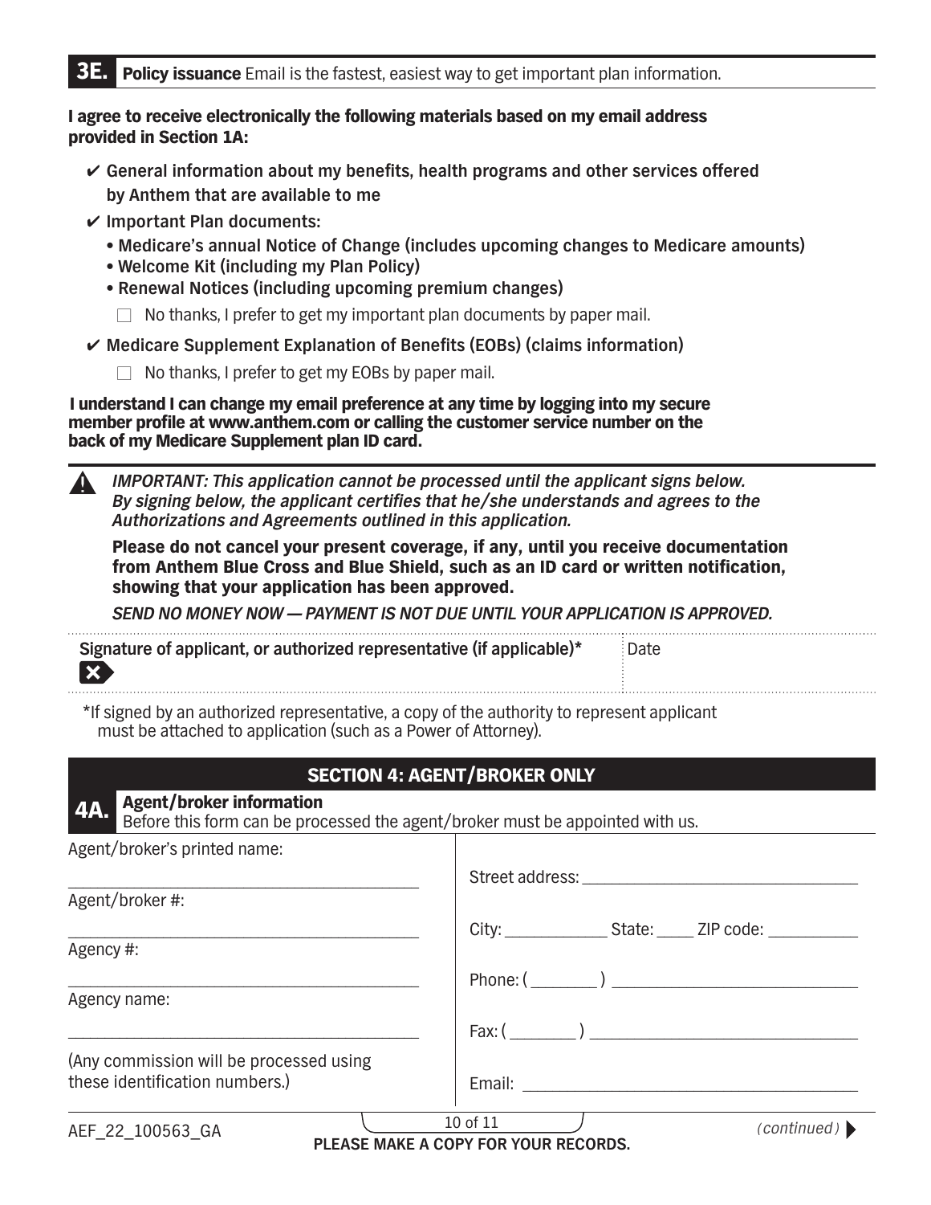## 3E. Policy issuance

Email is the fastest, easiest way to get important plan information.

**I agree to receive electronically the following materials based on my email address provided in Section 1A:**

- ✔ **General information about my benefits, health programs and other services offered by Anthem that are available to me**
- ✔ **Important Plan documents:**
  - **Medicare's annual Notice of Change (includes upcoming changes to Medicare amounts)**
  - **Welcome Kit (including my Plan Policy)**
  - **Renewal Notices (including upcoming premium changes)**

  ☐ No thanks, I prefer to get my important plan documents by paper mail.
- ✔ **Medicare Supplement Explanation of Benefits (EOBs) (claims information)**

  ☐ No thanks, I prefer to get my EOBs by paper mail.

**I understand I can change my email preference at any time by logging into my secure member profile at www.anthem.com or calling the customer service number on the back of my Medicare Supplement plan ID card.**

***IMPORTANT: This application cannot be processed until the applicant signs below. By signing below, the applicant certifies that he/she understands and agrees to the Authorizations and Agreements outlined in this application.***

**Please do not cancel your present coverage, if any, until you receive documentation from Anthem Blue Cross and Blue Shield, such as an ID card or written notification, showing that your application has been approved.**

***SEND NO MONEY NOW — PAYMENT IS NOT DUE UNTIL YOUR APPLICATION IS APPROVED.***

| Signature of applicant, or authorized representative (if applicable)* | Date |
|---|---|
| ✖ | |

*If signed by an authorized representative, a copy of the authority to represent applicant must be attached to application (such as a Power of Attorney).

# SECTION 4: AGENT/BROKER ONLY

## 4A. Agent/broker information

Before this form can be processed the agent/broker must be appointed with us.

Agent/broker's printed name: ______________________

Agent/broker #: ______________________

Agency #: ______________________

Agency name: ______________________

(Any commission will be processed using these identification numbers.)

Street address: ______________________

City: __________ State: ____ ZIP code: __________

Phone: ( ______ ) ______________________

Fax: ( ______ ) ______________________

Email: ______________________

AEF_22_100563_GA

PLEASE MAKE A COPY FOR YOUR RECORDS.

*(continued)*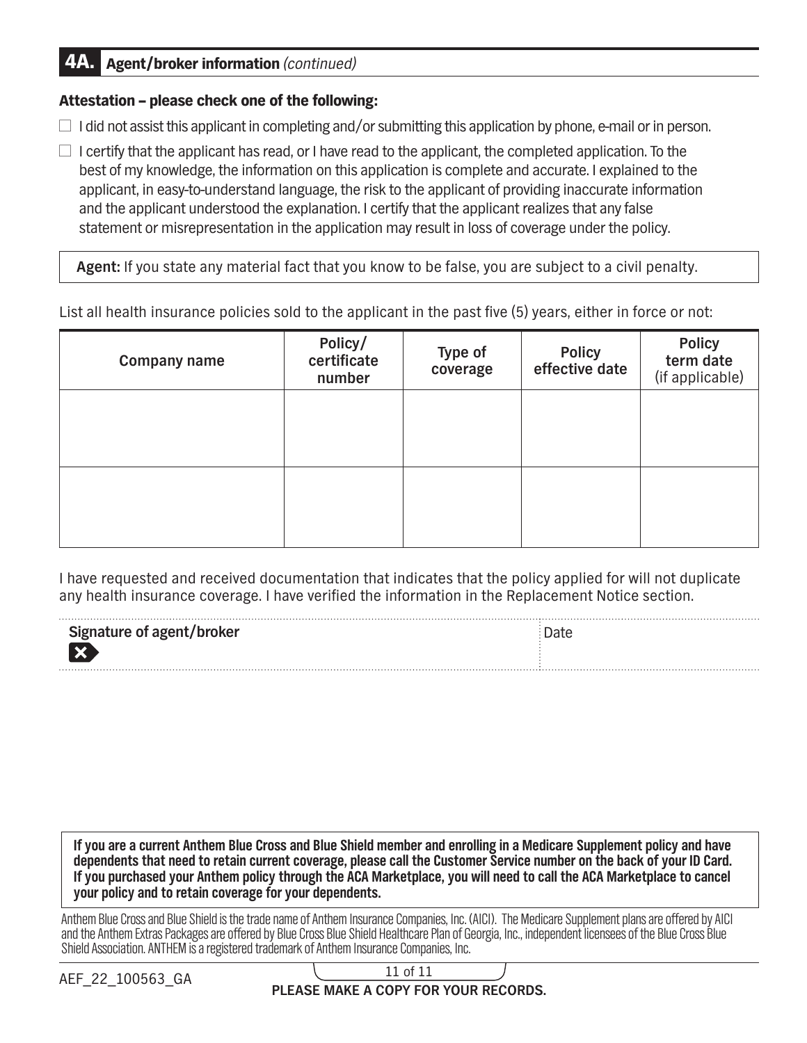## 4A. Agent/broker information *(continued)*

**Attestation – please check one of the following:**

☐ I did not assist this applicant in completing and/or submitting this application by phone, e-mail or in person.

☐ I certify that the applicant has read, or I have read to the applicant, the completed application. To the best of my knowledge, the information on this application is complete and accurate. I explained to the applicant, in easy-to-understand language, the risk to the applicant of providing inaccurate information and the applicant understood the explanation. I certify that the applicant realizes that any false statement or misrepresentation in the application may result in loss of coverage under the policy.

**Agent:** If you state any material fact that you know to be false, you are subject to a civil penalty.

List all health insurance policies sold to the applicant in the past five (5) years, either in force or not:

| Company name | Policy/ certificate number | Type of coverage | Policy effective date | Policy term date (if applicable) |
|---|---|---|---|---|
| | | | | |
| | | | | |

I have requested and received documentation that indicates that the policy applied for will not duplicate any health insurance coverage. I have verified the information in the Replacement Notice section.

| Signature of agent/broker | Date |
|---|---|
| ✗ | |

**If you are a current Anthem Blue Cross and Blue Shield member and enrolling in a Medicare Supplement policy and have dependents that need to retain current coverage, please call the Customer Service number on the back of your ID Card. If you purchased your Anthem policy through the ACA Marketplace, you will need to call the ACA Marketplace to cancel your policy and to retain coverage for your dependents.**

Anthem Blue Cross and Blue Shield is the trade name of Anthem Insurance Companies, Inc. (AICI). The Medicare Supplement plans are offered by AICI and the Anthem Extras Packages are offered by Blue Cross Blue Shield Healthcare Plan of Georgia, Inc., independent licensees of the Blue Cross Blue Shield Association. ANTHEM is a registered trademark of Anthem Insurance Companies, Inc.

AEF_22_100563_GA

**PLEASE MAKE A COPY FOR YOUR RECORDS.**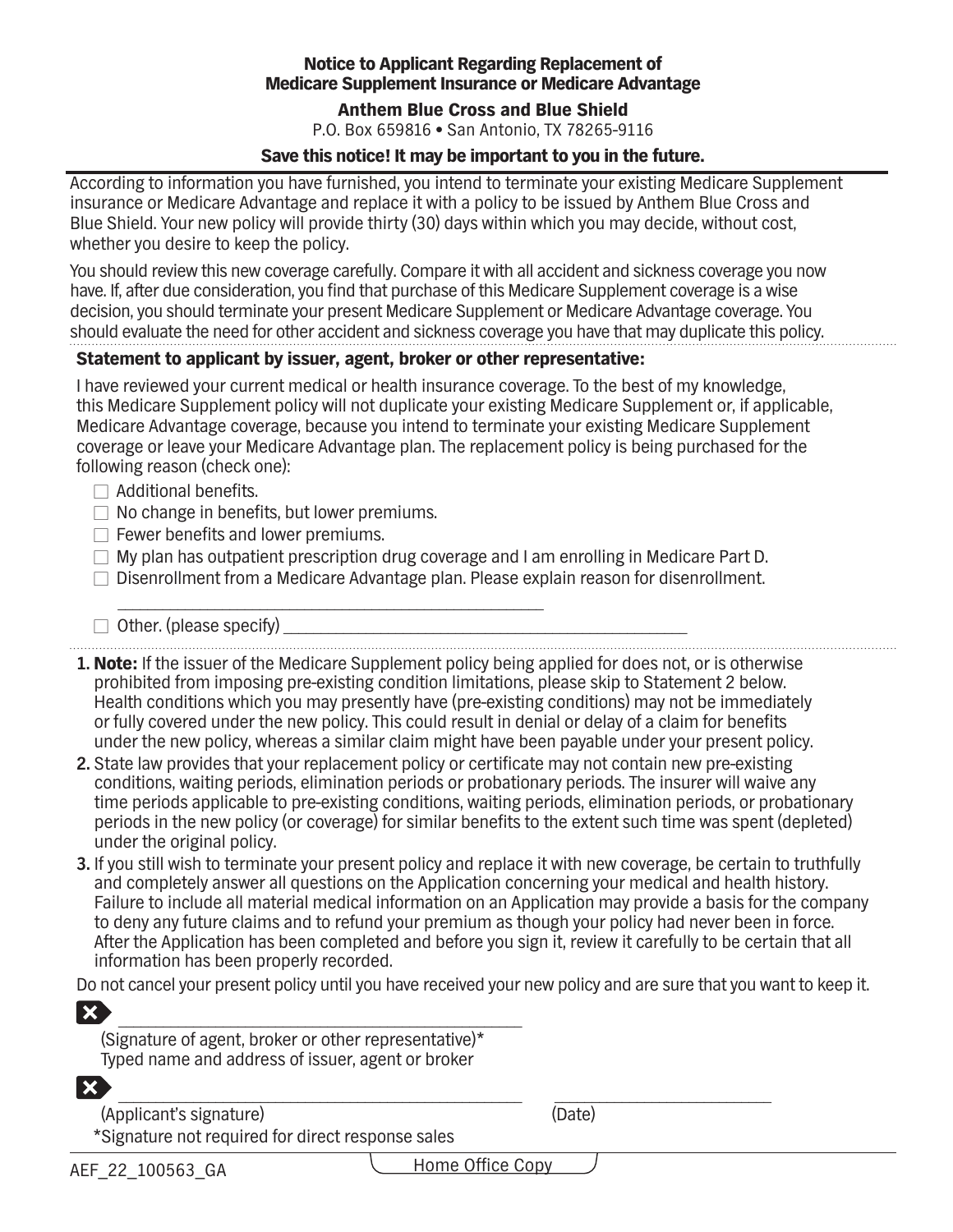# Notice to Applicant Regarding Replacement of Medicare Supplement Insurance or Medicare Advantage

**Anthem Blue Cross and Blue Shield**

P.O. Box 659816 • San Antonio, TX 78265-9116

**Save this notice! It may be important to you in the future.**

According to information you have furnished, you intend to terminate your existing Medicare Supplement insurance or Medicare Advantage and replace it with a policy to be issued by Anthem Blue Cross and Blue Shield. Your new policy will provide thirty (30) days within which you may decide, without cost, whether you desire to keep the policy.

You should review this new coverage carefully. Compare it with all accident and sickness coverage you now have. If, after due consideration, you find that purchase of this Medicare Supplement coverage is a wise decision, you should terminate your present Medicare Supplement or Medicare Advantage coverage. You should evaluate the need for other accident and sickness coverage you have that may duplicate this policy.

**Statement to applicant by issuer, agent, broker or other representative:**

I have reviewed your current medical or health insurance coverage. To the best of my knowledge, this Medicare Supplement policy will not duplicate your existing Medicare Supplement or, if applicable, Medicare Advantage coverage, because you intend to terminate your existing Medicare Supplement coverage or leave your Medicare Advantage plan. The replacement policy is being purchased for the following reason (check one):

- ☐ Additional benefits.
- ☐ No change in benefits, but lower premiums.
- ☐ Fewer benefits and lower premiums.
- ☐ My plan has outpatient prescription drug coverage and I am enrolling in Medicare Part D.
- ☐ Disenrollment from a Medicare Advantage plan. Please explain reason for disenrollment.
  ______________________________________________
- ☐ Other. (please specify) ______________________________________________

1. **Note:** If the issuer of the Medicare Supplement policy being applied for does not, or is otherwise prohibited from imposing pre-existing condition limitations, please skip to Statement 2 below. Health conditions which you may presently have (pre-existing conditions) may not be immediately or fully covered under the new policy. This could result in denial or delay of a claim for benefits under the new policy, whereas a similar claim might have been payable under your present policy.
2. State law provides that your replacement policy or certificate may not contain new pre-existing conditions, waiting periods, elimination periods or probationary periods. The insurer will waive any time periods applicable to pre-existing conditions, waiting periods, elimination periods, or probationary periods in the new policy (or coverage) for similar benefits to the extent such time was spent (depleted) under the original policy.
3. If you still wish to terminate your present policy and replace it with new coverage, be certain to truthfully and completely answer all questions on the Application concerning your medical and health history. Failure to include all material medical information on an Application may provide a basis for the company to deny any future claims and to refund your premium as though your policy had never been in force. After the Application has been completed and before you sign it, review it carefully to be certain that all information has been properly recorded.

Do not cancel your present policy until you have received your new policy and are sure that you want to keep it.

______________________________________________
(Signature of agent, broker or other representative)*
Typed name and address of issuer, agent or broker

______________________________________________ ________________________
(Applicant's signature) (Date)

*Signature not required for direct response sales

AEF_22_100563_GA

Home Office Copy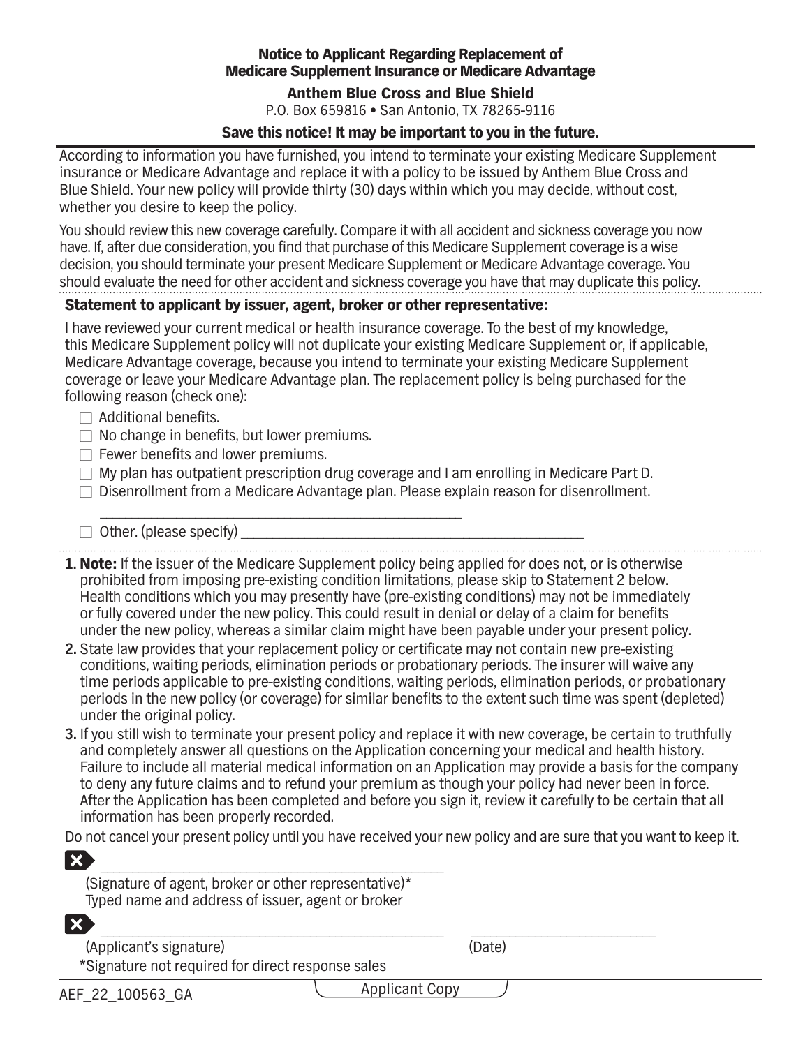**Notice to Applicant Regarding Replacement of Medicare Supplement Insurance or Medicare Advantage**

**Anthem Blue Cross and Blue Shield**

P.O. Box 659816 • San Antonio, TX 78265-9116

**Save this notice! It may be important to you in the future.**

According to information you have furnished, you intend to terminate your existing Medicare Supplement insurance or Medicare Advantage and replace it with a policy to be issued by Anthem Blue Cross and Blue Shield. Your new policy will provide thirty (30) days within which you may decide, without cost, whether you desire to keep the policy.

You should review this new coverage carefully. Compare it with all accident and sickness coverage you now have. If, after due consideration, you find that purchase of this Medicare Supplement coverage is a wise decision, you should terminate your present Medicare Supplement or Medicare Advantage coverage. You should evaluate the need for other accident and sickness coverage you have that may duplicate this policy.

**Statement to applicant by issuer, agent, broker or other representative:**

I have reviewed your current medical or health insurance coverage. To the best of my knowledge, this Medicare Supplement policy will not duplicate your existing Medicare Supplement or, if applicable, Medicare Advantage coverage, because you intend to terminate your existing Medicare Supplement coverage or leave your Medicare Advantage plan. The replacement policy is being purchased for the following reason (check one):

- ☐ Additional benefits.
- ☐ No change in benefits, but lower premiums.
- ☐ Fewer benefits and lower premiums.
- ☐ My plan has outpatient prescription drug coverage and I am enrolling in Medicare Part D.
- ☐ Disenrollment from a Medicare Advantage plan. Please explain reason for disenrollment.
  ______________________________________________
- ☐ Other. (please specify) ______________________________________________

1. **Note:** If the issuer of the Medicare Supplement policy being applied for does not, or is otherwise prohibited from imposing pre-existing condition limitations, please skip to Statement 2 below. Health conditions which you may presently have (pre-existing conditions) may not be immediately or fully covered under the new policy. This could result in denial or delay of a claim for benefits under the new policy, whereas a similar claim might have been payable under your present policy.
2. State law provides that your replacement policy or certificate may not contain new pre-existing conditions, waiting periods, elimination periods or probationary periods. The insurer will waive any time periods applicable to pre-existing conditions, waiting periods, elimination periods, or probationary periods in the new policy (or coverage) for similar benefits to the extent such time was spent (depleted) under the original policy.
3. If you still wish to terminate your present policy and replace it with new coverage, be certain to truthfully and completely answer all questions on the Application concerning your medical and health history. Failure to include all material medical information on an Application may provide a basis for the company to deny any future claims and to refund your premium as though your policy had never been in force. After the Application has been completed and before you sign it, review it carefully to be certain that all information has been properly recorded.

Do not cancel your present policy until you have received your new policy and are sure that you want to keep it.

______________________________________________
(Signature of agent, broker or other representative)*
Typed name and address of issuer, agent or broker

______________________________________________ ________________________
(Applicant's signature) (Date)

*Signature not required for direct response sales

AEF_22_100563_GA

Applicant Copy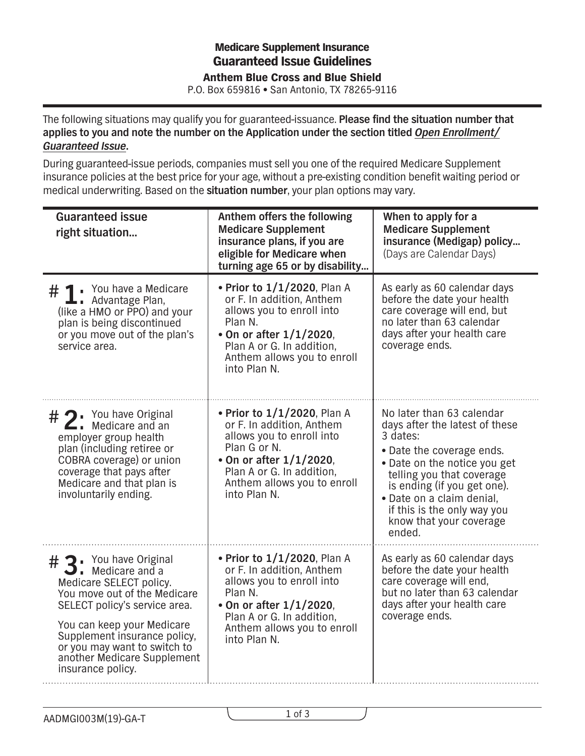# Medicare Supplement Insurance

## Guaranteed Issue Guidelines

### Anthem Blue Cross and Blue Shield

P.O. Box 659816 • San Antonio, TX 78265-9116

The following situations may qualify you for guaranteed-issuance. **Please find the situation number that applies to you and note the number on the Application under the section titled *Open Enrollment/ Guaranteed Issue*.**

During guaranteed-issue periods, companies must sell you one of the required Medicare Supplement insurance policies at the best price for your age, without a pre-existing condition benefit waiting period or medical underwriting. Based on the **situation number**, your plan options may vary.

| Guaranteed issue right situation... | Anthem offers the following Medicare Supplement insurance plans, if you are eligible for Medicare when turning age 65 or by disability... | When to apply for a Medicare Supplement insurance (Medigap) policy... (Days are Calendar Days) |
|---|---|---|
| **# 1:** You have a Medicare Advantage Plan, (like a HMO or PPO) and your plan is being discontinued or you move out of the plan's service area. | • **Prior to 1/1/2020**, Plan A or F. In addition, Anthem allows you to enroll into Plan N.<br>• **On or after 1/1/2020**, Plan A or G. In addition, Anthem allows you to enroll into Plan N. | As early as 60 calendar days before the date your health care coverage will end, but no later than 63 calendar days after your health care coverage ends. |
| **# 2:** You have Original Medicare and an employer group health plan (including retiree or COBRA coverage) or union coverage that pays after Medicare and that plan is involuntarily ending. | • **Prior to 1/1/2020**, Plan A or F. In addition, Anthem allows you to enroll into Plan G or N.<br>• **On or after 1/1/2020**, Plan A or G. In addition, Anthem allows you to enroll into Plan N. | No later than 63 calendar days after the latest of these 3 dates:<br>• Date the coverage ends.<br>• Date on the notice you get telling you that coverage is ending (if you get one).<br>• Date on a claim denial, if this is the only way you know that your coverage ended. |
| **# 3:** You have Original Medicare and a Medicare SELECT policy. You move out of the Medicare SELECT policy's service area.<br><br>You can keep your Medicare Supplement insurance policy, or you may want to switch to another Medicare Supplement insurance policy. | • **Prior to 1/1/2020**, Plan A or F. In addition, Anthem allows you to enroll into Plan N.<br>• **On or after 1/1/2020**, Plan A or G. In addition, Anthem allows you to enroll into Plan N. | As early as 60 calendar days before the date your health care coverage will end, but no later than 63 calendar days after your health care coverage ends. |

AADMGI003M(19)-GA-T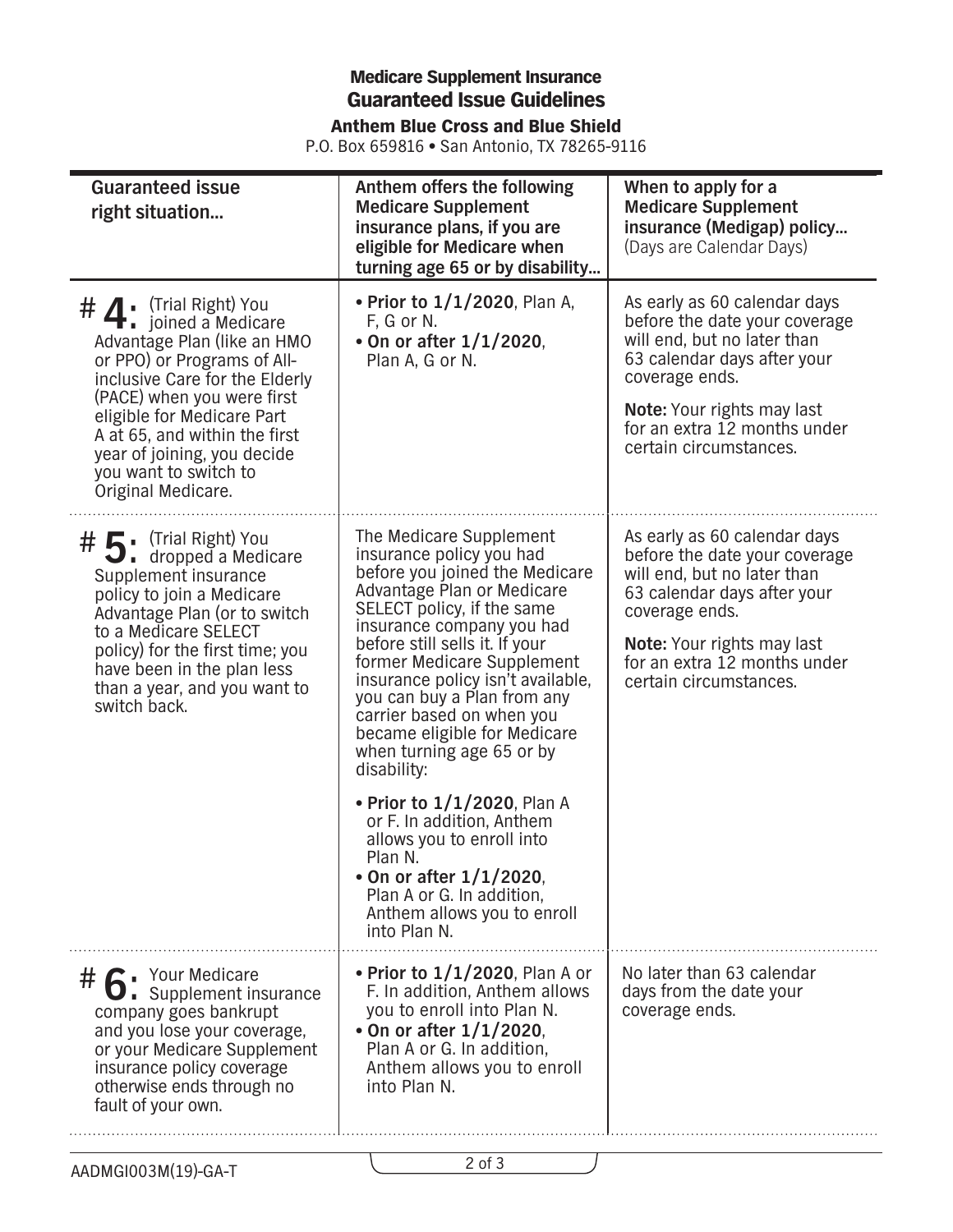**Medicare Supplement Insurance**

## Guaranteed Issue Guidelines

**Anthem Blue Cross and Blue Shield**

P.O. Box 659816 • San Antonio, TX 78265-9116

| Guaranteed issue right situation... | Anthem offers the following Medicare Supplement insurance plans, if you are eligible for Medicare when turning age 65 or by disability... | When to apply for a Medicare Supplement insurance (Medigap) policy... (Days are Calendar Days) |
|---|---|---|
| **# 4:** (Trial Right) You joined a Medicare Advantage Plan (like an HMO or PPO) or Programs of All-inclusive Care for the Elderly (PACE) when you were first eligible for Medicare Part A at 65, and within the first year of joining, you decide you want to switch to Original Medicare. | • **Prior to 1/1/2020**, Plan A, F, G or N.<br>• **On or after 1/1/2020**, Plan A, G or N. | As early as 60 calendar days before the date your coverage will end, but no later than 63 calendar days after your coverage ends.<br><br>**Note:** Your rights may last for an extra 12 months under certain circumstances. |
| **# 5:** (Trial Right) You dropped a Medicare Supplement insurance policy to join a Medicare Advantage Plan (or to switch to a Medicare SELECT policy) for the first time; you have been in the plan less than a year, and you want to switch back. | The Medicare Supplement insurance policy you had before you joined the Medicare Advantage Plan or Medicare SELECT policy, if the same insurance company you had before still sells it. If your former Medicare Supplement insurance policy isn't available, you can buy a Plan from any carrier based on when you became eligible for Medicare when turning age 65 or by disability:<br><br>• **Prior to 1/1/2020**, Plan A or F. In addition, Anthem allows you to enroll into Plan N.<br>• **On or after 1/1/2020**, Plan A or G. In addition, Anthem allows you to enroll into Plan N. | As early as 60 calendar days before the date your coverage will end, but no later than 63 calendar days after your coverage ends.<br><br>**Note:** Your rights may last for an extra 12 months under certain circumstances. |
| **# 6:** Your Medicare Supplement insurance company goes bankrupt and you lose your coverage, or your Medicare Supplement insurance policy coverage otherwise ends through no fault of your own. | • **Prior to 1/1/2020**, Plan A or F. In addition, Anthem allows you to enroll into Plan N.<br>• **On or after 1/1/2020**, Plan A or G. In addition, Anthem allows you to enroll into Plan N. | No later than 63 calendar days from the date your coverage ends. |

AADMGI003M(19)-GA-T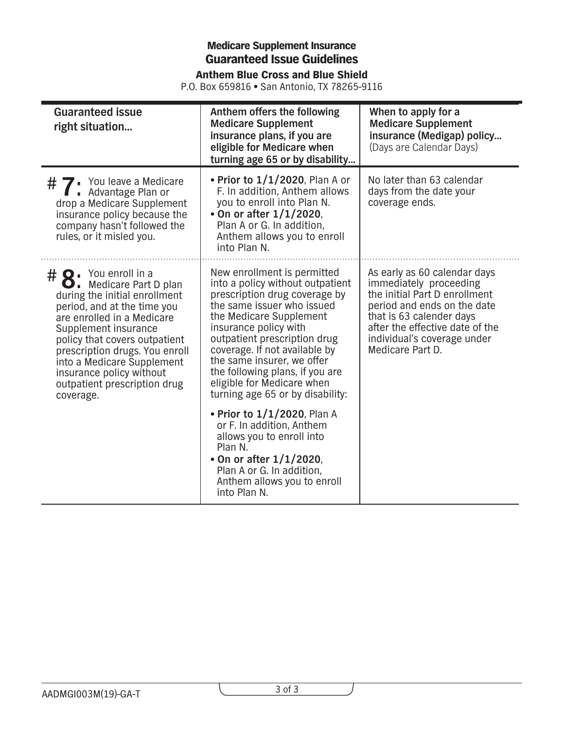**Medicare Supplement Insurance**

## Guaranteed Issue Guidelines

**Anthem Blue Cross and Blue Shield**

P.O. Box 659816 • San Antonio, TX 78265-9116

| Guaranteed issue right situation... | Anthem offers the following Medicare Supplement insurance plans, if you are eligible for Medicare when turning age 65 or by disability... | When to apply for a Medicare Supplement insurance (Medigap) policy... (Days are Calendar Days) |
|---|---|---|
| **# 7:** You leave a Medicare Advantage Plan or drop a Medicare Supplement insurance policy because the company hasn't followed the rules, or it misled you. | • **Prior to 1/1/2020**, Plan A or F. In addition, Anthem allows you to enroll into Plan N.<br>• **On or after 1/1/2020**, Plan A or G. In addition, Anthem allows you to enroll into Plan N. | No later than 63 calendar days from the date your coverage ends. |
| **# 8:** You enroll in a Medicare Part D plan during the initial enrollment period, and at the time you are enrolled in a Medicare Supplement insurance policy that covers outpatient prescription drugs. You enroll into a Medicare Supplement insurance policy without outpatient prescription drug coverage. | New enrollment is permitted into a policy without outpatient prescription drug coverage by the same issuer who issued the Medicare Supplement insurance policy with outpatient prescription drug coverage. If not available by the same insurer, we offer the following plans, if you are eligible for Medicare when turning age 65 or by disability:<br>• **Prior to 1/1/2020**, Plan A or F. In addition, Anthem allows you to enroll into Plan N.<br>• **On or after 1/1/2020**, Plan A or G. In addition, Anthem allows you to enroll into Plan N. | As early as 60 calendar days immediately proceeding the initial Part D enrollment period and ends on the date that is 63 calender days after the effective date of the individual's coverage under Medicare Part D. |

AADMGI003M(19)-GA-T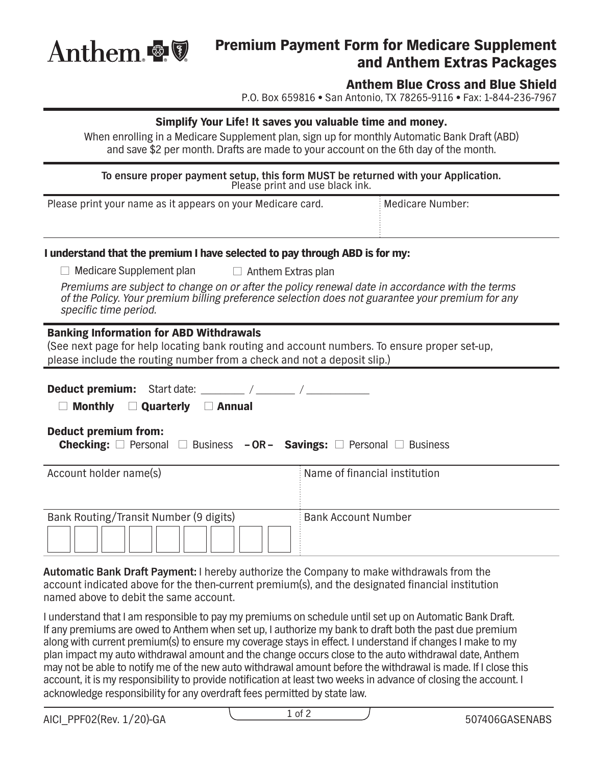Anthem

# Premium Payment Form for Medicare Supplement and Anthem Extras Packages

## Anthem Blue Cross and Blue Shield

P.O. Box 659816 • San Antonio, TX 78265-9116 • Fax: 1-844-236-7967

**Simplify Your Life! It saves you valuable time and money.**

When enrolling in a Medicare Supplement plan, sign up for monthly Automatic Bank Draft (ABD) and save $2 per month. Drafts are made to your account on the 6th day of the month.

**To ensure proper payment setup, this form MUST be returned with your Application.**
Please print and use black ink.

| Please print your name as it appears on your Medicare card. | Medicare Number: |
| --- | --- |
| | |

**I understand that the premium I have selected to pay through ABD is for my:**

☐ Medicare Supplement plan ☐ Anthem Extras plan

*Premiums are subject to change on or after the policy renewal date in accordance with the terms of the Policy. Your premium billing preference selection does not guarantee your premium for any specific time period.*

**Banking Information for ABD Withdrawals**

(See next page for help locating bank routing and account numbers. To ensure proper set-up, please include the routing number from a check and not a deposit slip.)

**Deduct premium:** Start date: ________ / _______ / ___________

☐ **Monthly** ☐ **Quarterly** ☐ **Annual**

**Deduct premium from:**

**Checking:** ☐ Personal ☐ Business **– OR – Savings:** ☐ Personal ☐ Business

| Account holder name(s) | Name of financial institution |
| --- | --- |
| | |
| **Bank Routing/Transit Number (9 digits)** | **Bank Account Number** |
| ☐☐☐☐☐☐☐☐☐ | |

**Automatic Bank Draft Payment:** I hereby authorize the Company to make withdrawals from the account indicated above for the then-current premium(s), and the designated financial institution named above to debit the same account.

I understand that I am responsible to pay my premiums on schedule until set up on Automatic Bank Draft. If any premiums are owed to Anthem when set up, I authorize my bank to draft both the past due premium along with current premium(s) to ensure my coverage stays in effect. I understand if changes I make to my plan impact my auto withdrawal amount and the change occurs close to the auto withdrawal date, Anthem may not be able to notify me of the new auto withdrawal amount before the withdrawal is made. If I close this account, it is my responsibility to provide notification at least two weeks in advance of closing the account. I acknowledge responsibility for any overdraft fees permitted by state law.

AICI_PPF02(Rev. 1/20)-GA 507406GASENABS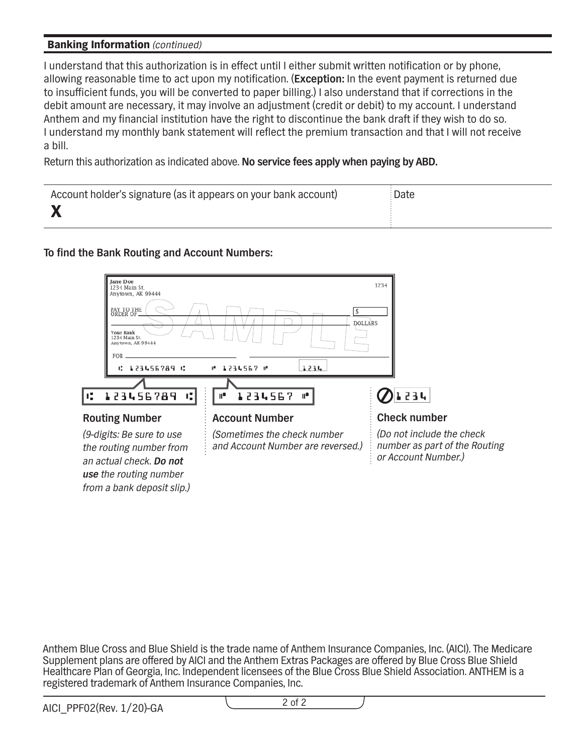## **Banking Information** *(continued)*

I understand that this authorization is in effect until I either submit written notification or by phone, allowing reasonable time to act upon my notification. (**Exception:** In the event payment is returned due to insufficient funds, you will be converted to paper billing.) I also understand that if corrections in the debit amount are necessary, it may involve an adjustment (credit or debit) to my account. I understand Anthem and my financial institution have the right to discontinue the bank draft if they wish to do so. I understand my monthly bank statement will reflect the premium transaction and that I will not receive a bill.

Return this authorization as indicated above. **No service fees apply when paying by ABD.**

| Account holder's signature (as it appears on your bank account) | Date |
|---|---|
| **X** | |

**To find the Bank Routing and Account Numbers:**

Jane Doe
1234 Main St.
Anytown, AK 99444

1234

PAY TO THE ORDER OF $

DOLLARS

Your Bank
1234 Main St.
Anytown, AK 99444

FOR

SAMPLE

⑆ 123456789 ⑆ ⑈ 1234567 ⑈ 1234

⑆ 123456789 ⑆

**Routing Number**

*(9-digits: Be sure to use the routing number from an actual check.* ***Do not use*** *the routing number from a bank deposit slip.)*

⑈ 1234567 ⑈

**Account Number**

*(Sometimes the check number and Account Number are reversed.)*

1234

**Check number**

*(Do not include the check number as part of the Routing or Account Number.)*

Anthem Blue Cross and Blue Shield is the trade name of Anthem Insurance Companies, Inc. (AICI). The Medicare Supplement plans are offered by AICI and the Anthem Extras Packages are offered by Blue Cross Blue Shield Healthcare Plan of Georgia, Inc. Independent licensees of the Blue Cross Blue Shield Association. ANTHEM is a registered trademark of Anthem Insurance Companies, Inc.

AICI_PPF02(Rev. 1/20)-GA